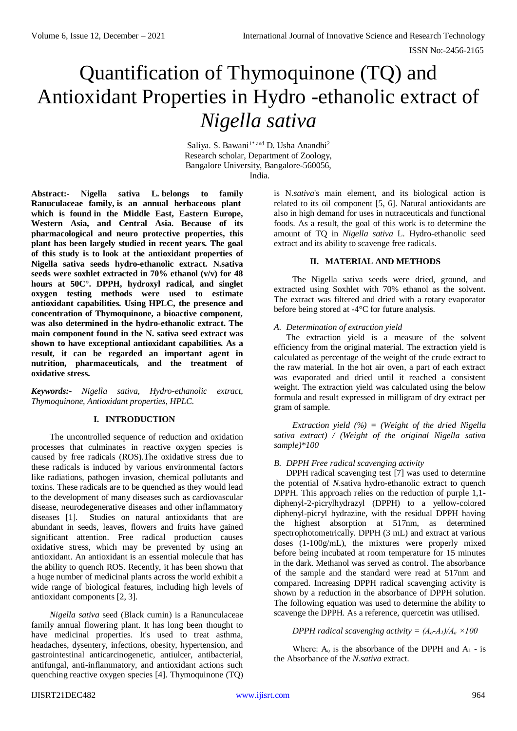# Quantification of Thymoquinone (TQ) and Antioxidant Properties in Hydro -ethanolic extract of *Nigella sativa*

Saliya. S. Bawani[1*] and D. Usha Anandhi[2]
Research scholar, Department of Zoology,
Bangalore University, Bangalore-560056,
India.

**Abstract:- Nigella sativa L. belongs to family Ranuculaceae family, is an annual herbaceous plant which is found in the Middle East, Eastern Europe, Western Asia, and Central Asia. Because of its pharmacological and neuro protective properties, this plant has been largely studied in recent years. The goal of this study is to look at the antioxidant properties of Nigella sativa seeds hydro-ethanolic extract. N.sativa seeds were soxhlet extracted in 70% ethanol (v/v) for 48 hours at 50C°. DPPH, hydroxyl radical, and singlet oxygen testing methods were used to estimate antioxidant capabilities. Using HPLC, the presence and concentration of Thymoquinone, a bioactive component, was also determined in the hydro-ethanolic extract. The main component found in the N. sativa seed extract was shown to have exceptional antioxidant capabilities. As a result, it can be regarded an important agent in nutrition, pharmaceuticals, and the treatment of oxidative stress.**

***Keywords:-*** *Nigella sativa, Hydro-ethanolic extract, Thymoquinone, Antioxidant properties, HPLC.*

## I. INTRODUCTION

The uncontrolled sequence of reduction and oxidation processes that culminates in reactive oxygen species is caused by free radicals (ROS).The oxidative stress due to these radicals is induced by various environmental factors like radiations, pathogen invasion, chemical pollutants and toxins. These radicals are to be quenched as they would lead to the development of many diseases such as cardiovascular disease, neurodegenerative diseases and other inflammatory diseases [1]. Studies on natural antioxidants that are abundant in seeds, leaves, flowers and fruits have gained significant attention. Free radical production causes oxidative stress, which may be prevented by using an antioxidant. An antioxidant is an essential molecule that has the ability to quench ROS. Recently, it has been shown that a huge number of medicinal plants across the world exhibit a wide range of biological features, including high levels of antioxidant components [2, 3].

*Nigella sativa* seed (Black cumin) is a Ranunculaceae family annual flowering plant. It has long been thought to have medicinal properties. It's used to treat asthma, headaches, dysentery, infections, obesity, hypertension, and gastrointestinal anticarcinogenetic, antiulcer, antibacterial, antifungal, anti-inflammatory, and antioxidant actions such quenching reactive oxygen species [4]. Thymoquinone (TQ) is N.*sativa*'s main element, and its biological action is related to its oil component [5, 6]. Natural antioxidants are also in high demand for uses in nutraceuticals and functional foods. As a result, the goal of this work is to determine the amount of TQ in *Nigella sativa* L. Hydro-ethanolic seed extract and its ability to scavenge free radicals.

## II. MATERIAL AND METHODS

The Nigella sativa seeds were dried, ground, and extracted using Soxhlet with 70% ethanol as the solvent. The extract was filtered and dried with a rotary evaporator before being stored at -4°C for future analysis.

### *A. Determination of extraction yield*

The extraction yield is a measure of the solvent efficiency from the original material. The extraction yield is calculated as percentage of the weight of the crude extract to the raw material. In the hot air oven, a part of each extract was evaporated and dried until it reached a consistent weight. The extraction yield was calculated using the below formula and result expressed in milligram of dry extract per gram of sample.

*Extraction yield (%) = (Weight of the dried Nigella sativa extract) / (Weight of the original Nigella sativa sample)\*100*

### *B. DPPH Free radical scavenging activity*

DPPH radical scavenging test [7] was used to determine the potential of *N.*sativa hydro-ethanolic extract to quench DPPH. This approach relies on the reduction of purple 1,1-diphenyl-2-picrylhydrazyl (DPPH) to a yellow-colored diphenyl-picryl hydrazine, with the residual DPPH having the highest absorption at 517nm, as determined spectrophotometrically. DPPH (3 mL) and extract at various doses (1-100g/mL), the mixtures were properly mixed before being incubated at room temperature for 15 minutes in the dark. Methanol was served as control. The absorbance of the sample and the standard were read at 517nm and compared. Increasing DPPH radical scavenging activity is shown by a reduction in the absorbance of DPPH solution. The following equation was used to determine the ability to scavenge the DPPH. As a reference, quercetin was utilised.

$$\text{DPPH radical scavenging activity} = (A_o - A_1)/A_o \times 100$$

Where: $A_o$ is the absorbance of the DPPH and $A_1$ - is the Absorbance of the *N.sativa* extract.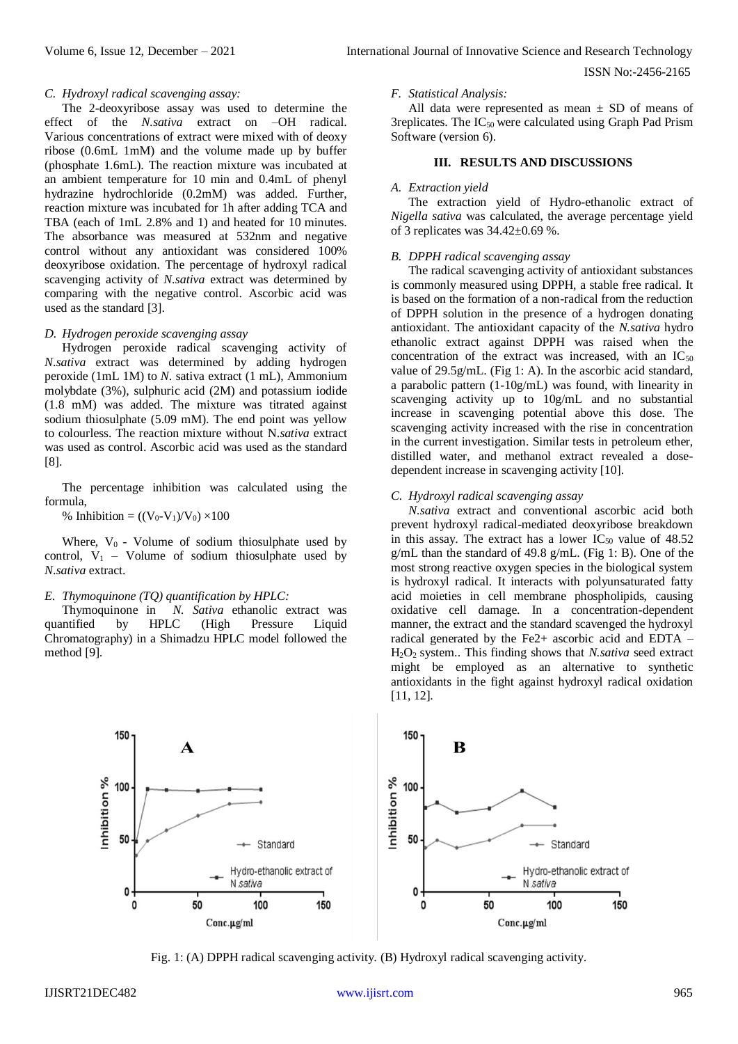### C. Hydroxyl radical scavenging assay:

The 2-deoxyribose assay was used to determine the effect of the *N.sativa* extract on –OH radical. Various concentrations of extract were mixed with of deoxy ribose (0.6mL 1mM) and the volume made up by buffer (phosphate 1.6mL). The reaction mixture was incubated at an ambient temperature for 10 min and 0.4mL of phenyl hydrazine hydrochloride (0.2mM) was added. Further, reaction mixture was incubated for 1h after adding TCA and TBA (each of 1mL 2.8% and 1) and heated for 10 minutes. The absorbance was measured at 532nm and negative control without any antioxidant was considered 100% deoxyribose oxidation. The percentage of hydroxyl radical scavenging activity of *N.sativa* extract was determined by comparing with the negative control. Ascorbic acid was used as the standard [3].

### D. Hydrogen peroxide scavenging assay

Hydrogen peroxide radical scavenging activity of *N.sativa* extract was determined by adding hydrogen peroxide (1mL 1M) to *N.* sativa extract (1 mL), Ammonium molybdate (3%), sulphuric acid (2M) and potassium iodide (1.8 mM) was added. The mixture was titrated against sodium thiosulphate (5.09 mM). The end point was yellow to colourless. The reaction mixture without N.*sativa* extract was used as control. Ascorbic acid was used as the standard [8].

The percentage inhibition was calculated using the formula,

$$\% \text{ Inhibition} = ((V_0 - V_1)/V_0) \times 100$$

Where, $V_0$ - Volume of sodium thiosulphate used by control, $V_1$ – Volume of sodium thiosulphate used by *N.sativa* extract.

### E. Thymoquinone (TQ) quantification by HPLC:

Thymoquinone in *N. Sativa* ethanolic extract was quantified by HPLC (High Pressure Liquid Chromatography) in a Shimadzu HPLC model followed the method [9].

### F. Statistical Analysis:

All data were represented as mean ± SD of means of 3replicates. The $IC_{50}$ were calculated using Graph Pad Prism Software (version 6).

## III. RESULTS AND DISCUSSIONS

### A. Extraction yield

The extraction yield of Hydro-ethanolic extract of *Nigella sativa* was calculated, the average percentage yield of 3 replicates was 34.42±0.69 %.

### B. DPPH radical scavenging assay

The radical scavenging activity of antioxidant substances is commonly measured using DPPH, a stable free radical. It is based on the formation of a non-radical from the reduction of DPPH solution in the presence of a hydrogen donating antioxidant. The antioxidant capacity of the *N.sativa* hydro ethanolic extract against DPPH was raised when the concentration of the extract was increased, with an $IC_{50}$ value of 29.5g/mL. (Fig 1: A). In the ascorbic acid standard, a parabolic pattern (1-10g/mL) was found, with linearity in scavenging activity up to 10g/mL and no substantial increase in scavenging potential above this dose. The scavenging activity increased with the rise in concentration in the current investigation. Similar tests in petroleum ether, distilled water, and methanol extract revealed a dose-dependent increase in scavenging activity [10].

### C. Hydroxyl radical scavenging assay

*N.sativa* extract and conventional ascorbic acid both prevent hydroxyl radical-mediated deoxyribose breakdown in this assay. The extract has a lower $IC_{50}$ value of 48.52 g/mL than the standard of 49.8 g/mL. (Fig 1: B). One of the most strong reactive oxygen species in the biological system is hydroxyl radical. It interacts with polyunsaturated fatty acid moieties in cell membrane phospholipids, causing oxidative cell damage. In a concentration-dependent manner, the extract and the standard scavenged the hydroxyl radical generated by the $Fe^{2+}$ ascorbic acid and EDTA – $H_2O_2$ system.. This finding shows that *N.sativa* seed extract might be employed as an alternative to synthetic antioxidants in the fight against hydroxyl radical oxidation [11, 12].

Fig. 1: (A) DPPH radical scavenging activity. (B) Hydroxyl radical scavenging activity.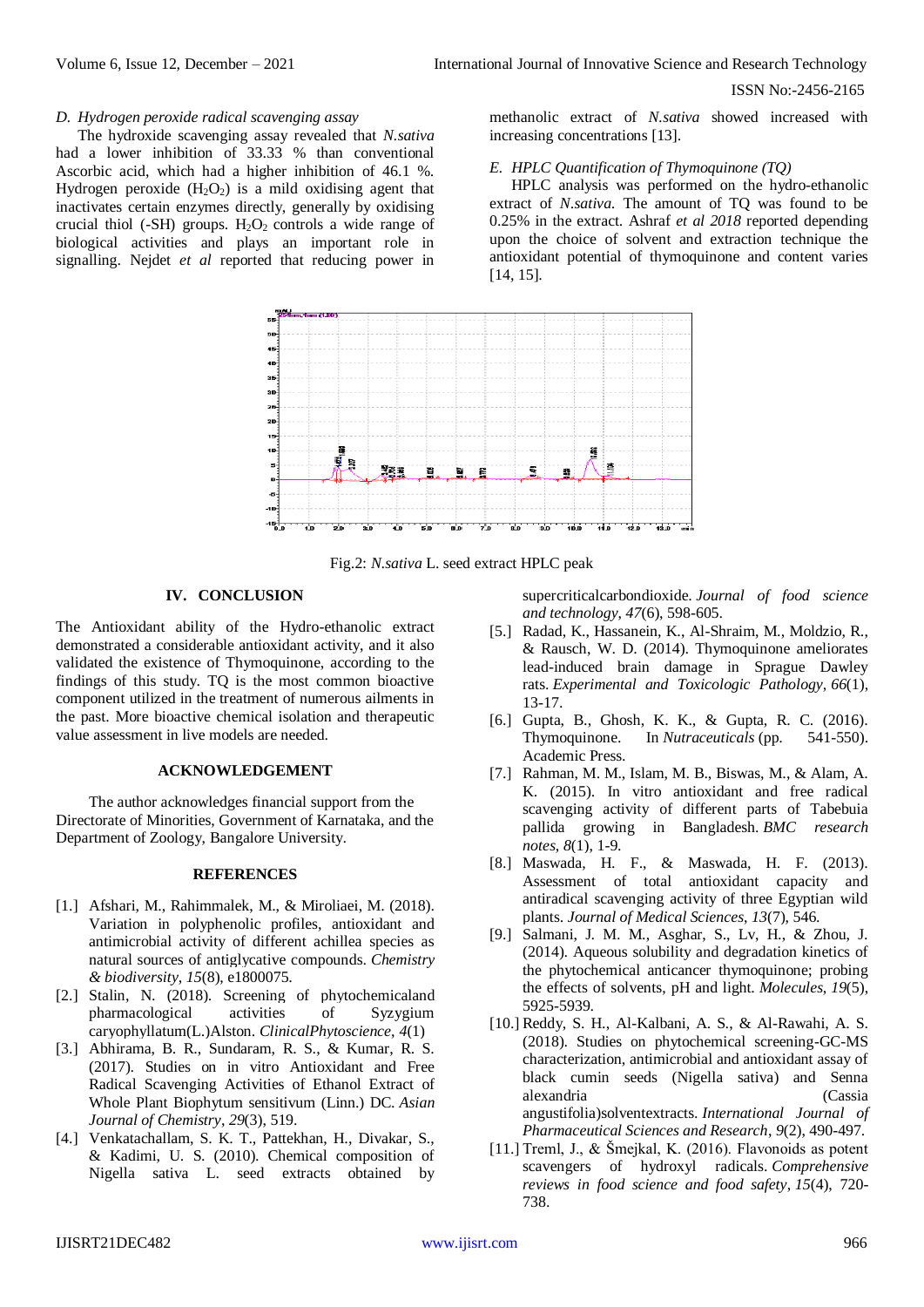### *D. Hydrogen peroxide radical scavenging assay*

The hydroxide scavenging assay revealed that *N.sativa* had a lower inhibition of 33.33 % than conventional Ascorbic acid, which had a higher inhibition of 46.1 %. Hydrogen peroxide ($H_2O_2$) is a mild oxidising agent that inactivates certain enzymes directly, generally by oxidising crucial thiol (-SH) groups. $H_2O_2$ controls a wide range of biological activities and plays an important role in signalling. Nejdet *et al* reported that reducing power in methanolic extract of *N.sativa* showed increased with increasing concentrations [13].

### *E. HPLC Quantification of Thymoquinone (TQ)*

HPLC analysis was performed on the hydro-ethanolic extract of *N.sativa.* The amount of TQ was found to be 0.25% in the extract. Ashraf *et al 2018* reported depending upon the choice of solvent and extraction technique the antioxidant potential of thymoquinone and content varies [14, 15].

Fig.2: *N.sativa* L. seed extract HPLC peak

## IV. CONCLUSION

The Antioxidant ability of the Hydro-ethanolic extract demonstrated a considerable antioxidant activity, and it also validated the existence of Thymoquinone, according to the findings of this study. TQ is the most common bioactive component utilized in the treatment of numerous ailments in the past. More bioactive chemical isolation and therapeutic value assessment in live models are needed.

## ACKNOWLEDGEMENT

The author acknowledges financial support from the Directorate of Minorities, Government of Karnataka, and the Department of Zoology, Bangalore University.

## REFERENCES

[1.] Afshari, M., Rahimmalek, M., & Miroliaei, M. (2018). Variation in polyphenolic profiles, antioxidant and antimicrobial activity of different achillea species as natural sources of antiglycative compounds. *Chemistry & biodiversity*, *15*(8), e1800075.

[2.] Stalin, N. (2018). Screening of phytochemicaland pharmacological activities of Syzygium caryophyllatum(L.)Alston. *ClinicalPhytoscience*, *4*(1)

[3.] Abhirama, B. R., Sundaram, R. S., & Kumar, R. S. (2017). Studies on in vitro Antioxidant and Free Radical Scavenging Activities of Ethanol Extract of Whole Plant Biophytum sensitivum (Linn.) DC. *Asian Journal of Chemistry*, *29*(3), 519.

[4.] Venkatachallam, S. K. T., Pattekhan, H., Divakar, S., & Kadimi, U. S. (2010). Chemical composition of Nigella sativa L. seed extracts obtained by supercriticalcarbondioxide. *Journal of food science and technology*, *47*(6), 598-605.

[5.] Radad, K., Hassanein, K., Al-Shraim, M., Moldzio, R., & Rausch, W. D. (2014). Thymoquinone ameliorates lead-induced brain damage in Sprague Dawley rats. *Experimental and Toxicologic Pathology*, *66*(1), 13-17.

[6.] Gupta, B., Ghosh, K. K., & Gupta, R. C. (2016). Thymoquinone. In *Nutraceuticals* (pp. 541-550). Academic Press.

[7.] Rahman, M. M., Islam, M. B., Biswas, M., & Alam, A. K. (2015). In vitro antioxidant and free radical scavenging activity of different parts of Tabebuia pallida growing in Bangladesh. *BMC research notes*, *8*(1), 1-9.

[8.] Maswada, H. F., & Maswada, H. F. (2013). Assessment of total antioxidant capacity and antiradical scavenging activity of three Egyptian wild plants. *Journal of Medical Sciences*, *13*(7), 546.

[9.] Salmani, J. M. M., Asghar, S., Lv, H., & Zhou, J. (2014). Aqueous solubility and degradation kinetics of the phytochemical anticancer thymoquinone; probing the effects of solvents, pH and light. *Molecules*, *19*(5), 5925-5939.

[10.] Reddy, S. H., Al-Kalbani, A. S., & Al-Rawahi, A. S. (2018). Studies on phytochemical screening-GC-MS characterization, antimicrobial and antioxidant assay of black cumin seeds (Nigella sativa) and Senna alexandria (Cassia angustifolia)solventextracts. *International Journal of Pharmaceutical Sciences and Research*, *9*(2), 490-497.

[11.] Treml, J., & Šmejkal, K. (2016). Flavonoids as potent scavengers of hydroxyl radicals. *Comprehensive reviews in food science and food safety*, *15*(4), 720-738.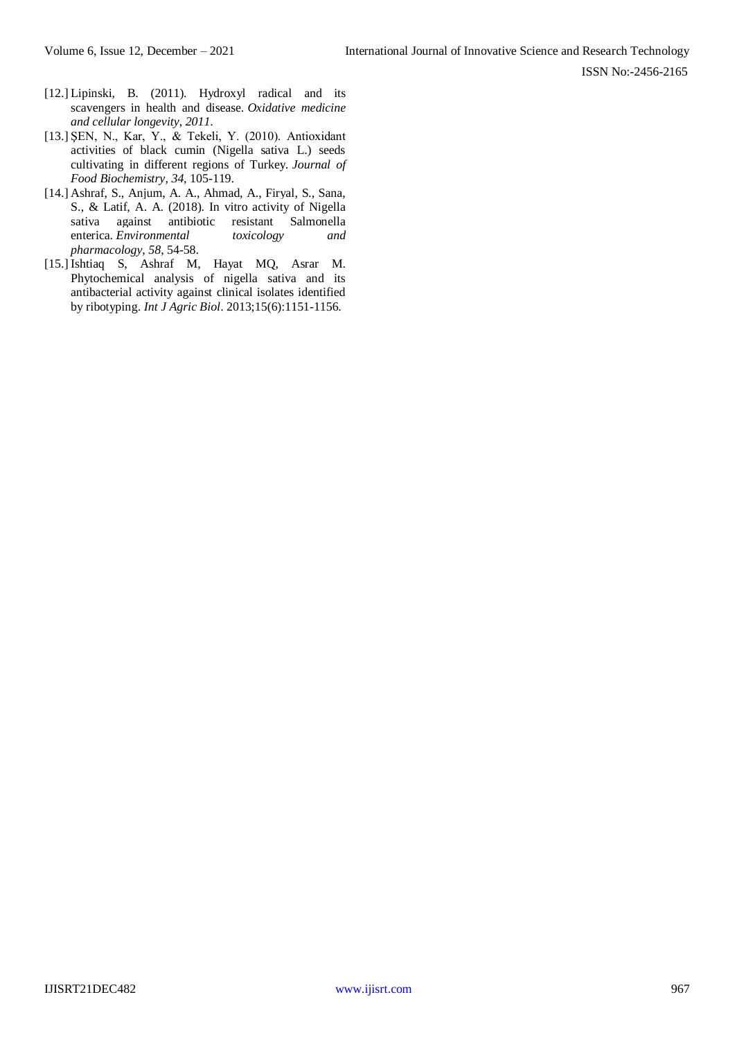[12.] Lipinski, B. (2011). Hydroxyl radical and its scavengers in health and disease. *Oxidative medicine and cellular longevity*, *2011*.

[13.] ŞEN, N., Kar, Y., & Tekeli, Y. (2010). Antioxidant activities of black cumin (Nigella sativa L.) seeds cultivating in different regions of Turkey. *Journal of Food Biochemistry*, *34*, 105-119.

[14.] Ashraf, S., Anjum, A. A., Ahmad, A., Firyal, S., Sana, S., & Latif, A. A. (2018). In vitro activity of Nigella sativa against antibiotic resistant Salmonella enterica. *Environmental toxicology and pharmacology*, *58*, 54-58.

[15.] Ishtiaq S, Ashraf M, Hayat MQ, Asrar M. Phytochemical analysis of nigella sativa and its antibacterial activity against clinical isolates identified by ribotyping. *Int J Agric Biol*. 2013;15(6):1151-1156.